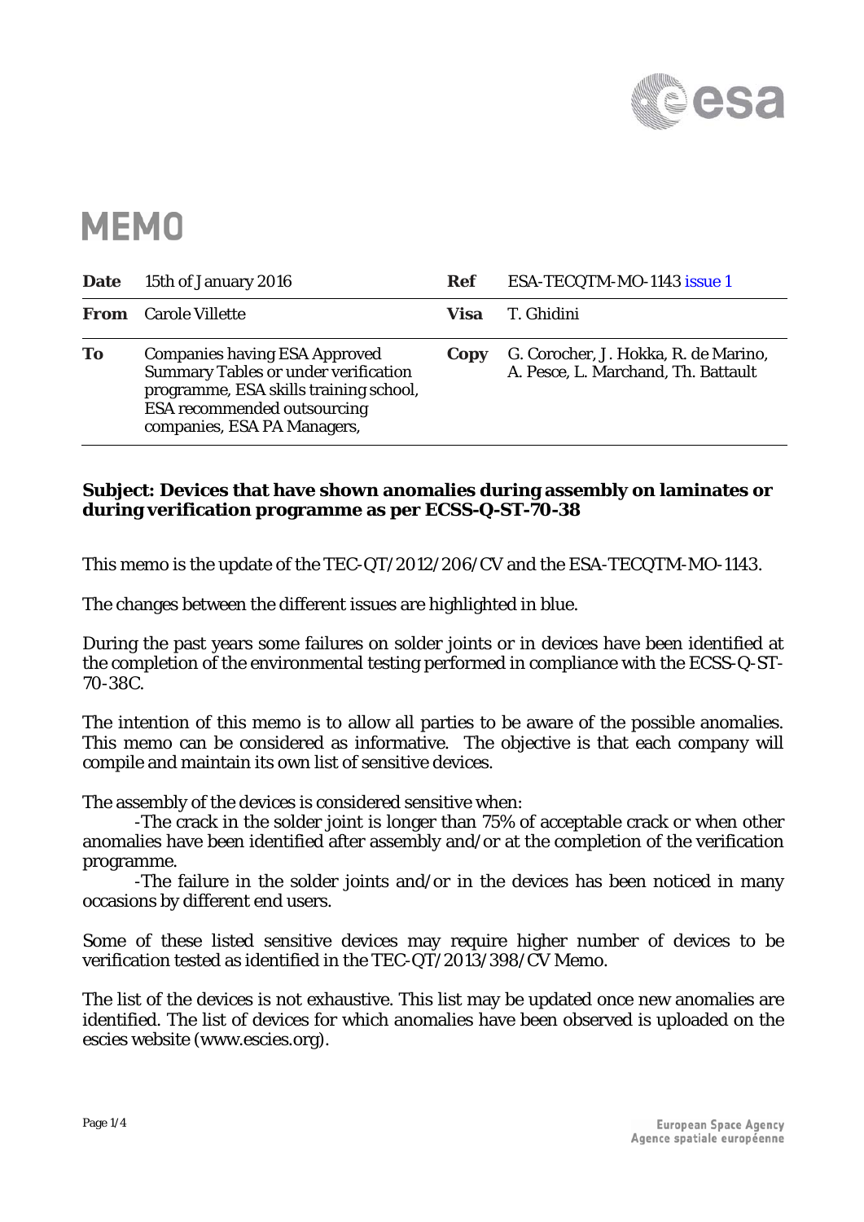# MEMO

| Date | 15th of January 2016 | Ref | ESA-TECQTM-MO-1143 issue 1 |
|---|---|---|---|
| From | Carole Villette | Visa | T. Ghidini |
| To | Companies having ESA Approved Summary Tables or under verification programme, ESA skills training school, ESA recommended outsourcing companies, ESA PA Managers, | Copy | G. Corocher, J. Hokka, R. de Marino, A. Pesce, L. Marchand, Th. Battault |

**Subject: Devices that have shown anomalies during assembly on laminates or during verification programme as per ECSS-Q-ST-70-38**

This memo is the update of the TEC-QT/2012/206/CV and the ESA-TECQTM-MO-1143.

The changes between the different issues are highlighted in blue.

During the past years some failures on solder joints or in devices have been identified at the completion of the environmental testing performed in compliance with the ECSS-Q-ST-70-38C.

The intention of this memo is to allow all parties to be aware of the possible anomalies. This memo can be considered as informative. The objective is that each company will compile and maintain its own list of sensitive devices.

The assembly of the devices is considered sensitive when:

- The crack in the solder joint is longer than 75% of acceptable crack or when other anomalies have been identified after assembly and/or at the completion of the verification programme.
- The failure in the solder joints and/or in the devices has been noticed in many occasions by different end users.

Some of these listed sensitive devices may require higher number of devices to be verification tested as identified in the TEC-QT/2013/398/CV Memo.

The list of the devices is not exhaustive. This list may be updated once new anomalies are identified. The list of devices for which anomalies have been observed is uploaded on the escies website (www.escies.org).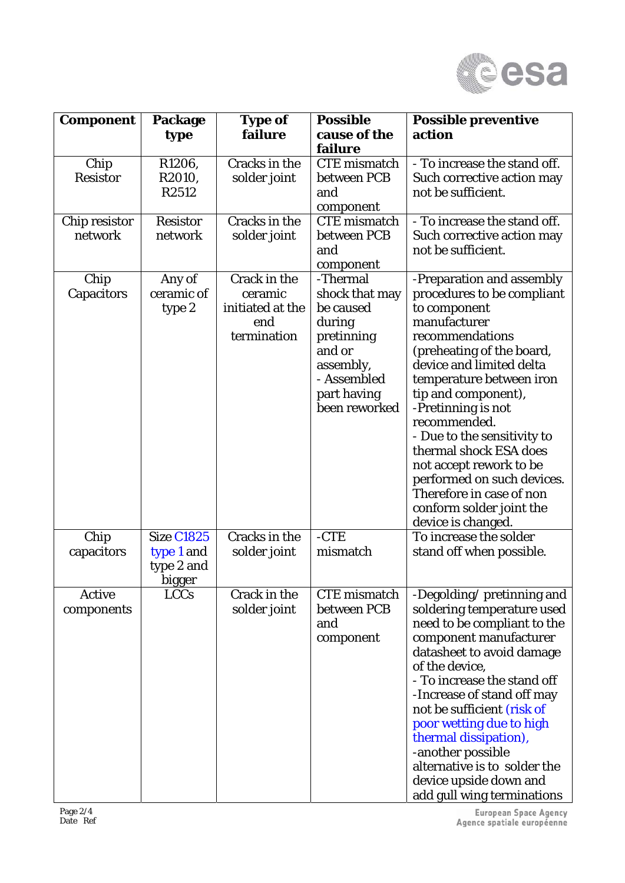| Component | Package type | Type of failure | Possible cause of the failure | Possible preventive action |
|---|---|---|---|---|
| Chip Resistor | R1206, R2010, R2512 | Cracks in the solder joint | CTE mismatch between PCB and component | - To increase the stand off. Such corrective action may not be sufficient. |
| Chip resistor network | Resistor network | Cracks in the solder joint | CTE mismatch between PCB and component | - To increase the stand off. Such corrective action may not be sufficient. |
| Chip Capacitors | Any of ceramic of type 2 | Crack in the ceramic initiated at the end termination | -Thermal shock that may be caused during pretinning and or assembly,<br>- Assembled part having been reworked | -Preparation and assembly procedures to be compliant to component manufacturer recommendations (preheating of the board, device and limited delta temperature between iron tip and component),<br>-Pretinning is not recommended.<br>- Due to the sensitivity to thermal shock ESA does not accept rework to be performed on such devices. Therefore in case of non conform solder joint the device is changed. |
| Chip capacitors | Size C1825 type 1 and type 2 and bigger | Cracks in the solder joint | -CTE mismatch | To increase the solder stand off when possible. |
| Active components | LCCs | Crack in the solder joint | CTE mismatch between PCB and component | -Degolding/ pretinning and soldering temperature used need to be compliant to the component manufacturer datasheet to avoid damage of the device,<br>- To increase the stand off<br>-Increase of stand off may not be sufficient (risk of poor wetting due to high thermal dissipation),<br>-another possible alternative is to solder the device upside down and add gull wing terminations |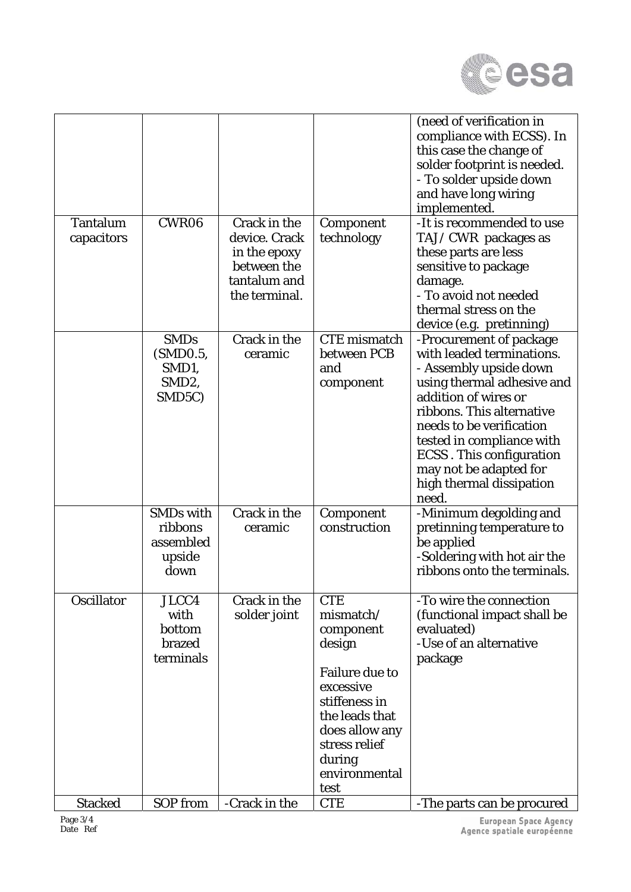| | | | | |
|---|---|---|---|---|
| | | | | (need of verification in compliance with ECSS). In this case the change of solder footprint is needed.<br>- To solder upside down and have long wiring implemented. |
| Tantalum capacitors | CWR06 | Crack in the device. Crack in the epoxy between the tantalum and the terminal. | Component technology | -It is recommended to use TAJ/ CWR packages as these parts are less sensitive to package damage.<br>- To avoid not needed thermal stress on the device (e.g. pretinning) |
| | SMDs (SMD0.5, SMD1, SMD2, SMD5C) | Crack in the ceramic | CTE mismatch between PCB and component | -Procurement of package with leaded terminations.<br>- Assembly upside down using thermal adhesive and addition of wires or ribbons. This alternative needs to be verification tested in compliance with ECSS . This configuration may not be adapted for high thermal dissipation need. |
| | SMDs with ribbons assembled upside down | Crack in the ceramic | Component construction | -Minimum degolding and pretinning temperature to be applied<br>-Soldering with hot air the ribbons onto the terminals. |
| Oscillator | JLCC4 with bottom brazed terminals | Crack in the solder joint | CTE mismatch/ component design<br><br>Failure due to excessive stiffeness in the leads that does allow any stress relief during environmental test | -To wire the connection (functional impact shall be evaluated)<br>-Use of an alternative package |
| Stacked | SOP from | -Crack in the | CTE | -The parts can be procured |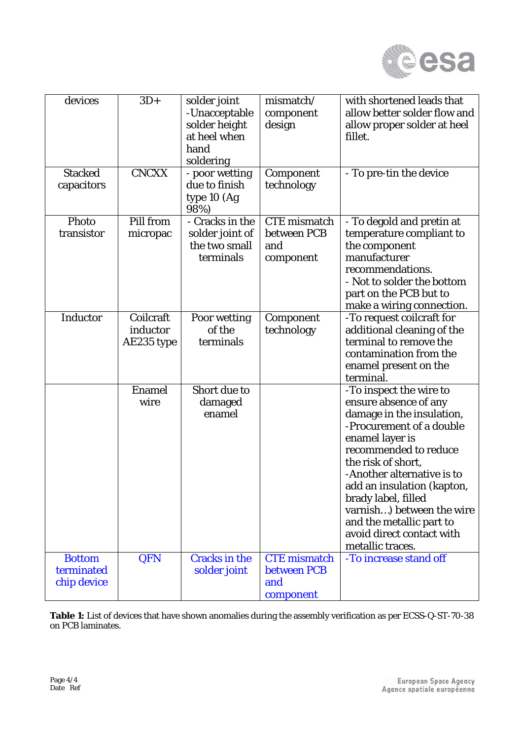| | | | | |
|---|---|---|---|---|
| devices | 3D+ | solder joint -Unacceptable solder height at heel when hand soldering | mismatch/ component design | with shortened leads that allow better solder flow and allow proper solder at heel fillet. |
| Stacked capacitors | CNCXX | - poor wetting due to finish type 10 (Ag 98%) | Component technology | - To pre-tin the device |
| Photo transistor | Pill from micropac | - Cracks in the solder joint of the two small terminals | CTE mismatch between PCB and component | - To degold and pretin at temperature compliant to the component manufacturer recommendations.<br>- Not to solder the bottom part on the PCB but to make a wiring connection. |
| Inductor | Coilcraft inductor AE235 type | Poor wetting of the terminals | Component technology | -To request coilcraft for additional cleaning of the terminal to remove the contamination from the enamel present on the terminal. |
| | Enamel wire | Short due to damaged enamel | | -To inspect the wire to ensure absence of any damage in the insulation,<br>-Procurement of a double enamel layer is recommended to reduce the risk of short,<br>-Another alternative is to add an insulation (kapton, brady label, filled varnish…) between the wire and the metallic part to avoid direct contact with metallic traces. |
| Bottom terminated chip device | QFN | Cracks in the solder joint | CTE mismatch between PCB and component | -To increase stand off |

**Table 1:** List of devices that have shown anomalies during the assembly verification as per ECSS-Q-ST-70-38 on PCB laminates.